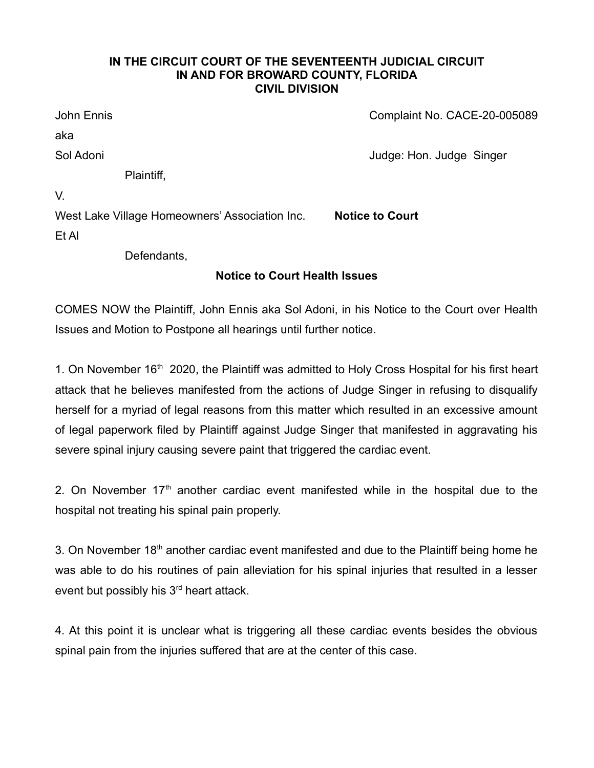**IN THE CIRCUIT COURT OF THE SEVENTEENTH JUDICIAL CIRCUIT**
**IN AND FOR BROWARD COUNTY, FLORIDA**
**CIVIL DIVISION**

John Ennis
aka
Sol Adoni
Plaintiff,

Complaint No. CACE-20-005089

Judge: Hon. Judge Singer

V.

West Lake Village Homeowners' Association Inc.
Et Al
Defendants,

**Notice to Court**

**Notice to Court Health Issues**

COMES NOW the Plaintiff, John Ennis aka Sol Adoni, in his Notice to the Court over Health Issues and Motion to Postpone all hearings until further notice.

1. On November 16th 2020, the Plaintiff was admitted to Holy Cross Hospital for his first heart attack that he believes manifested from the actions of Judge Singer in refusing to disqualify herself for a myriad of legal reasons from this matter which resulted in an excessive amount of legal paperwork filed by Plaintiff against Judge Singer that manifested in aggravating his severe spinal injury causing severe paint that triggered the cardiac event.

2. On November 17th another cardiac event manifested while in the hospital due to the hospital not treating his spinal pain properly.

3. On November 18th another cardiac event manifested and due to the Plaintiff being home he was able to do his routines of pain alleviation for his spinal injuries that resulted in a lesser event but possibly his 3rd heart attack.

4. At this point it is unclear what is triggering all these cardiac events besides the obvious spinal pain from the injuries suffered that are at the center of this case.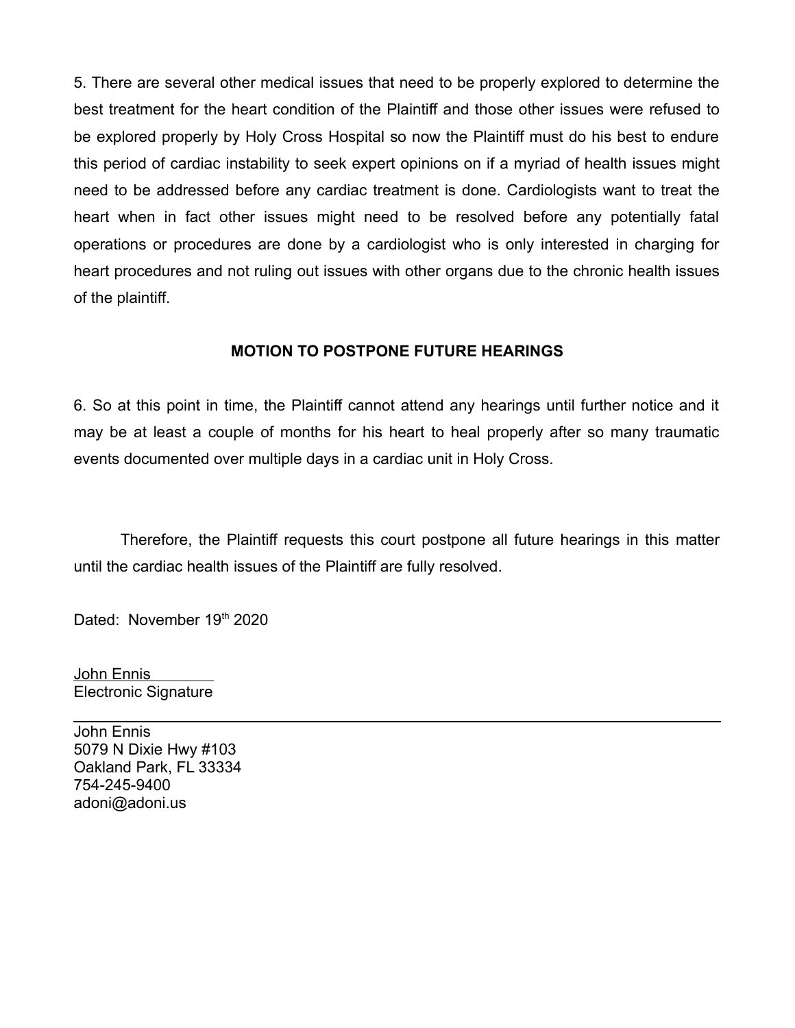5. There are several other medical issues that need to be properly explored to determine the best treatment for the heart condition of the Plaintiff and those other issues were refused to be explored properly by Holy Cross Hospital so now the Plaintiff must do his best to endure this period of cardiac instability to seek expert opinions on if a myriad of health issues might need to be addressed before any cardiac treatment is done. Cardiologists want to treat the heart when in fact other issues might need to be resolved before any potentially fatal operations or procedures are done by a cardiologist who is only interested in charging for heart procedures and not ruling out issues with other organs due to the chronic health issues of the plaintiff.

**MOTION TO POSTPONE FUTURE HEARINGS**

6. So at this point in time, the Plaintiff cannot attend any hearings until further notice and it may be at least a couple of months for his heart to heal properly after so many traumatic events documented over multiple days in a cardiac unit in Holy Cross.

Therefore, the Plaintiff requests this court postpone all future hearings in this matter until the cardiac health issues of the Plaintiff are fully resolved.

Dated: November 19th 2020

John Ennis
Electronic Signature

---

John Ennis
5079 N Dixie Hwy #103
Oakland Park, FL 33334
754-245-9400
adoni@adoni.us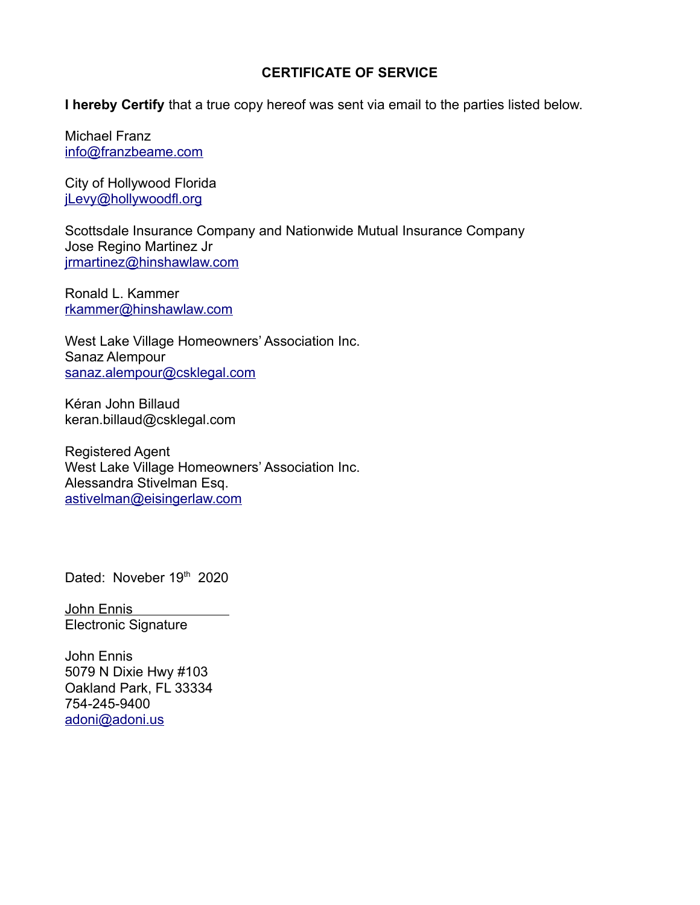## CERTIFICATE OF SERVICE

**I hereby Certify** that a true copy hereof was sent via email to the parties listed below.

Michael Franz
info@franzbeame.com

City of Hollywood Florida
jLevy@hollywoodfl.org

Scottsdale Insurance Company and Nationwide Mutual Insurance Company
Jose Regino Martinez Jr
jrmartinez@hinshawlaw.com

Ronald L. Kammer
rkammer@hinshawlaw.com

West Lake Village Homeowners' Association Inc.
Sanaz Alempour
sanaz.alempour@csklegal.com

Kéran John Billaud
keran.billaud@csklegal.com

Registered Agent
West Lake Village Homeowners' Association Inc.
Alessandra Stivelman Esq.
astivelman@eisingerlaw.com

Dated: Noveber 19th 2020

John Ennis
Electronic Signature

John Ennis
5079 N Dixie Hwy #103
Oakland Park, FL 33334
754-245-9400
adoni@adoni.us